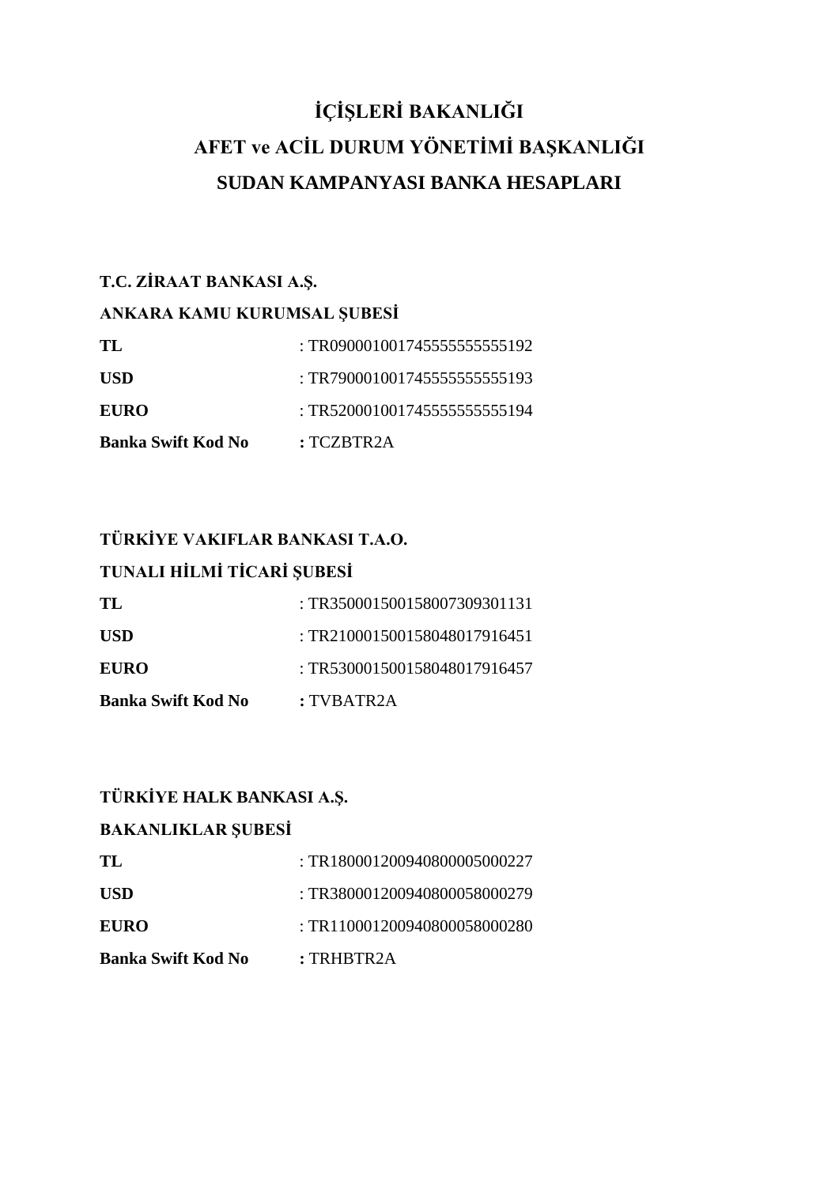# İÇİŞLERİ BAKANLIĞI

# AFET ve ACİL DURUM YÖNETİMİ BAŞKANLIĞI

# SUDAN KAMPANYASI BANKA HESAPLARI

**T.C. ZİRAAT BANKASI A.Ş.**

**ANKARA KAMU KURUMSAL ŞUBESİ**

**TL** : TR090001001745555555555192

**USD** : TR790001001745555555555193

**EURO** : TR520001001745555555555194

**Banka Swift Kod No** **:** TCZBTR2A

**TÜRKİYE VAKIFLAR BANKASI T.A.O.**

**TUNALI HİLMİ TİCARİ ŞUBESİ**

**TL** : TR350001500158007309301131

**USD** : TR210001500158048017916451

**EURO** : TR530001500158048017916457

**Banka Swift Kod No** **:** TVBATR2A

**TÜRKİYE HALK BANKASI A.Ş.**

**BAKANLIKLAR ŞUBESİ**

**TL** : TR180001200940800005000227

**USD** : TR380001200940800058000279

**EURO** : TR110001200940800058000280

**Banka Swift Kod No** **:** TRHBTR2A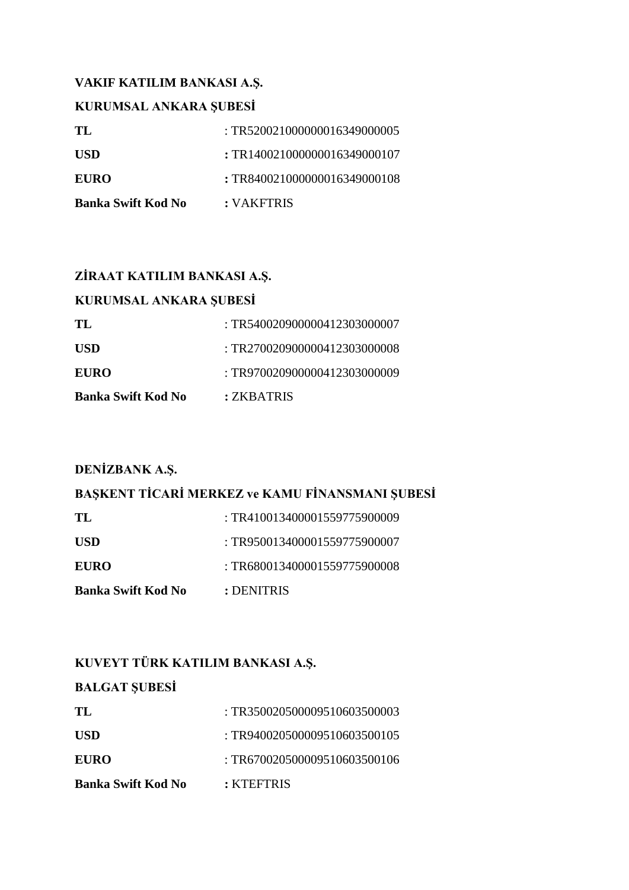**VAKIF KATILIM BANKASI A.Ş.**

**KURUMSAL ANKARA ŞUBESİ**

**TL** : TR520021000000016349000005

**USD** **:** TR140021000000016349000107

**EURO** **:** TR840021000000016349000108

**Banka Swift Kod No** **:** VAKFTRIS

**ZİRAAT KATILIM BANKASI A.Ş.**

**KURUMSAL ANKARA ŞUBESİ**

**TL** : TR540020900000412303000007

**USD** : TR270020900000412303000008

**EURO** : TR970020900000412303000009

**Banka Swift Kod No** **:** ZKBATRIS

**DENİZBANK A.Ş.**

**BAŞKENT TİCARİ MERKEZ ve KAMU FİNANSMANI ŞUBESİ**

**TL** : TR410013400001559775900009

**USD** : TR950013400001559775900007

**EURO** : TR680013400001559775900008

**Banka Swift Kod No** **:** DENITRIS

**KUVEYT TÜRK KATILIM BANKASI A.Ş.**

**BALGAT ŞUBESİ**

**TL** : TR350020500009510603500003

**USD** : TR940020500009510603500105

**EURO** : TR670020500009510603500106

**Banka Swift Kod No** **:** KTEFTRIS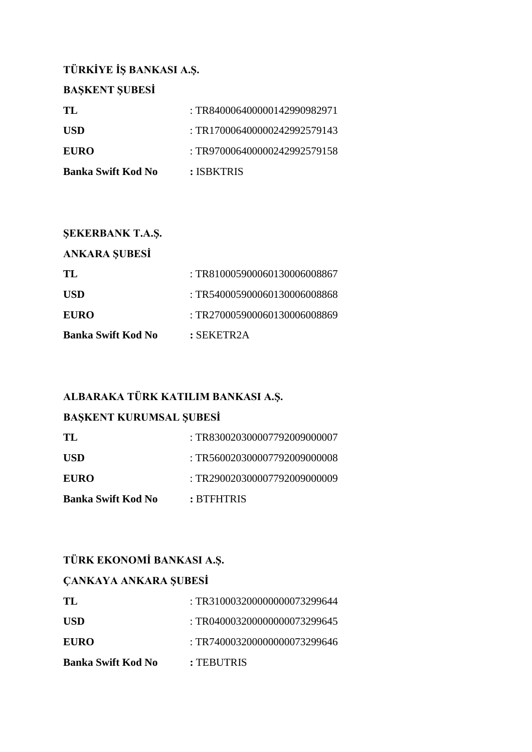**TÜRKİYE İŞ BANKASI A.Ş.**

**BAŞKENT ŞUBESİ**

**TL** : TR840006400000142990982971

**USD** : TR170006400000242992579143

**EURO** : TR970006400000242992579158

**Banka Swift Kod No** **:** ISBKTRIS

**ŞEKERBANK T.A.Ş.**

**ANKARA ŞUBESİ**

**TL** : TR810005900060130006008867

**USD** : TR540005900060130006008868

**EURO** : TR270005900060130006008869

**Banka Swift Kod No** **:** SEKETR2A

**ALBARAKA TÜRK KATILIM BANKASI A.Ş.**

**BAŞKENT KURUMSAL ŞUBESİ**

**TL** : TR830020300007792009000007

**USD** : TR560020300007792009000008

**EURO** : TR290020300007792009000009

**Banka Swift Kod No** **:** BTFHTRIS

**TÜRK EKONOMİ BANKASI A.Ş.**

**ÇANKAYA ANKARA ŞUBESİ**

**TL** : TR310003200000000073299644

**USD** : TR040003200000000073299645

**EURO** : TR740003200000000073299646

**Banka Swift Kod No** **:** TEBUTRIS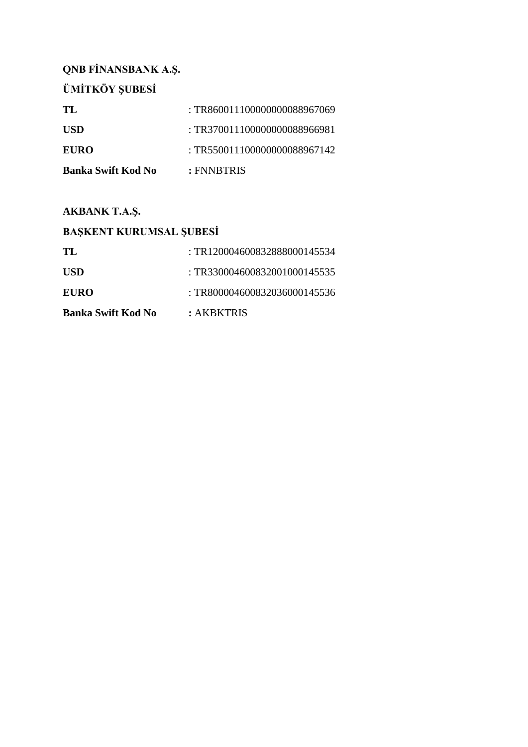**QNB FİNANSBANK A.Ş.**

**ÜMİTKÖY ŞUBESİ**

| | |
|---|---|
| **TL** | : TR860011100000000088967069 |
| **USD** | : TR370011100000000088966981 |
| **EURO** | : TR550011100000000088967142 |
| **Banka Swift Kod No** | **:** FNNBTRIS |

**AKBANK T.A.Ş.**

**BAŞKENT KURUMSAL ŞUBESİ**

| | |
|---|---|
| **TL** | : TR120004600832888000145534 |
| **USD** | : TR330004600832001000145535 |
| **EURO** | : TR800004600832036000145536 |
| **Banka Swift Kod No** | **:** AKBKTRIS |